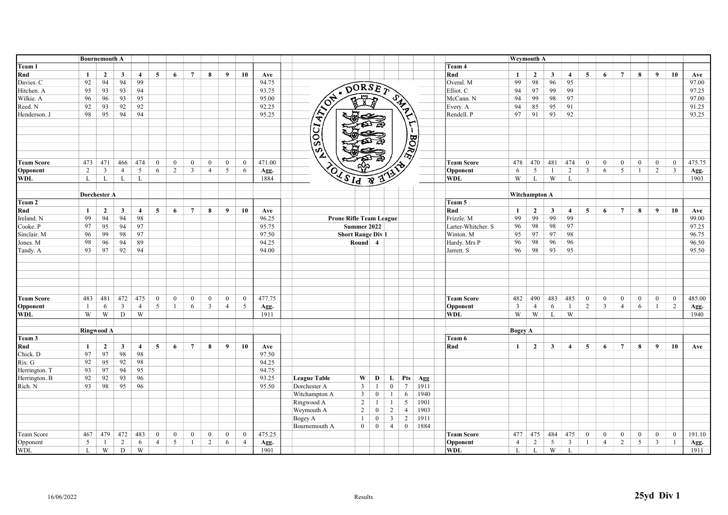**Prone Rifle Team League**
**Summer 2022**
**Short Range Div 1**
**Round 4**

## Team 1 — Bournemouth A

| Rnd | 1 | 2 | 3 | 4 | 5 | 6 | 7 | 8 | 9 | 10 | Ave |
|---|---|---|---|---|---|---|---|---|---|---|---|
| Davies. C | 92 | 94 | 94 | 99 | | | | | | | 94.75 |
| Hitchen. A | 95 | 93 | 93 | 94 | | | | | | | 93.75 |
| Wilkie. A | 96 | 96 | 93 | 95 | | | | | | | 95.00 |
| Reed. N | 92 | 93 | 92 | 92 | | | | | | | 92.25 |
| Henderson. J | 98 | 95 | 94 | 94 | | | | | | | 95.25 |
| **Team Score** | 473 | 471 | 466 | 474 | 0 | 0 | 0 | 0 | 0 | 0 | 471.00 |
| **Opponent** | 2 | 3 | 4 | 5 | 6 | 2 | 3 | 4 | 5 | 6 | **Agg.** |
| **WDL** | L | L | L | L | | | | | | | 1884 |

## Team 2 — Dorchester A

| Rnd | 1 | 2 | 3 | 4 | 5 | 6 | 7 | 8 | 9 | 10 | Ave |
|---|---|---|---|---|---|---|---|---|---|---|---|
| Ireland. N | 99 | 94 | 94 | 98 | | | | | | | 96.25 |
| Cooke. P | 97 | 95 | 94 | 97 | | | | | | | 95.75 |
| Sinclair. M | 96 | 99 | 98 | 97 | | | | | | | 97.50 |
| Jones. M | 98 | 96 | 94 | 89 | | | | | | | 94.25 |
| Tandy. A | 93 | 97 | 92 | 94 | | | | | | | 94.00 |
| **Team Score** | 483 | 481 | 472 | 475 | 0 | 0 | 0 | 0 | 0 | 0 | 477.75 |
| **Opponent** | 1 | 6 | 3 | 4 | 5 | 1 | 6 | 3 | 4 | 5 | **Agg.** |
| **WDL** | W | W | D | W | | | | | | | 1911 |

## Team 3 — Ringwood A

| Rnd | 1 | 2 | 3 | 4 | 5 | 6 | 7 | 8 | 9 | 10 | Ave |
|---|---|---|---|---|---|---|---|---|---|---|---|
| Chick. D | 97 | 97 | 98 | 98 | | | | | | | 97.50 |
| Rix. G | 92 | 95 | 92 | 98 | | | | | | | 94.25 |
| Herrington. T | 93 | 97 | 94 | 95 | | | | | | | 94.75 |
| Herrington. B | 92 | 92 | 93 | 96 | | | | | | | 93.25 |
| Rich. N | 93 | 98 | 95 | 96 | | | | | | | 95.50 |
| Team Score | 467 | 479 | 472 | 483 | 0 | 0 | 0 | 0 | 0 | 0 | 475.25 |
| Opponent | 5 | 1 | 2 | 6 | 4 | 5 | 1 | 2 | 6 | 4 | **Agg.** |
| WDL | L | W | D | W | | | | | | | 1901 |

## Team 4 — Weymouth A

| Rnd | 1 | 2 | 3 | 4 | 5 | 6 | 7 | 8 | 9 | 10 | Ave |
|---|---|---|---|---|---|---|---|---|---|---|---|
| Overal. M | 99 | 98 | 96 | 95 | | | | | | | 97.00 |
| Elliot. C | 94 | 97 | 99 | 99 | | | | | | | 97.25 |
| McCann. N | 94 | 99 | 98 | 97 | | | | | | | 97.00 |
| Every. A | 94 | 85 | 95 | 91 | | | | | | | 91.25 |
| Rendell. P | 97 | 91 | 93 | 92 | | | | | | | 93.25 |
| **Team Score** | 478 | 470 | 481 | 474 | 0 | 0 | 0 | 0 | 0 | 0 | 475.75 |
| **Opponent** | 6 | 5 | 1 | 2 | 3 | 6 | 5 | 1 | 2 | 3 | **Agg.** |
| **WDL** | W | L | W | L | | | | | | | 1903 |

## Team 5 — Witchampton A

| Rnd | 1 | 2 | 3 | 4 | 5 | 6 | 7 | 8 | 9 | 10 | Ave |
|---|---|---|---|---|---|---|---|---|---|---|---|
| Frizzle. M | 99 | 99 | 99 | 99 | | | | | | | 99.00 |
| Larter-Whitcher. S | 96 | 98 | 98 | 97 | | | | | | | 97.25 |
| Winton. M | 95 | 97 | 97 | 98 | | | | | | | 96.75 |
| Hardy. Mrs P | 96 | 98 | 96 | 96 | | | | | | | 96.50 |
| Jarrett. S | 96 | 98 | 93 | 95 | | | | | | | 95.50 |
| **Team Score** | 482 | 490 | 483 | 485 | 0 | 0 | 0 | 0 | 0 | 0 | 485.00 |
| **Opponent** | 3 | 4 | 6 | 1 | 2 | 3 | 4 | 6 | 1 | 2 | **Agg.** |
| **WDL** | W | W | L | W | | | | | | | 1940 |

## Team 6 — Bogey A

| Rnd | 1 | 2 | 3 | 4 | 5 | 6 | 7 | 8 | 9 | 10 | Ave |
|---|---|---|---|---|---|---|---|---|---|---|---|
| **Team Score** | 477 | 475 | 484 | 475 | 0 | 0 | 0 | 0 | 0 | 0 | 191.10 |
| **Opponent** | 4 | 2 | 5 | 3 | 1 | 4 | 2 | 5 | 3 | 1 | **Agg.** |
| **WDL** | L | L | W | L | | | | | | | 1911 |

## League Table

| League Table | W | D | L | Pts | Agg |
|---|---|---|---|---|---|
| Dorchester A | 3 | 1 | 0 | 7 | 1911 |
| Witchampton A | 3 | 0 | 1 | 6 | 1940 |
| Ringwood A | 2 | 1 | 1 | 5 | 1901 |
| Weymouth A | 2 | 0 | 2 | 4 | 1903 |
| Bogey A | 1 | 0 | 3 | 2 | 1911 |
| Bournemouth A | 0 | 0 | 4 | 0 | 1884 |

16/06/2022 Results **25yd Div 1**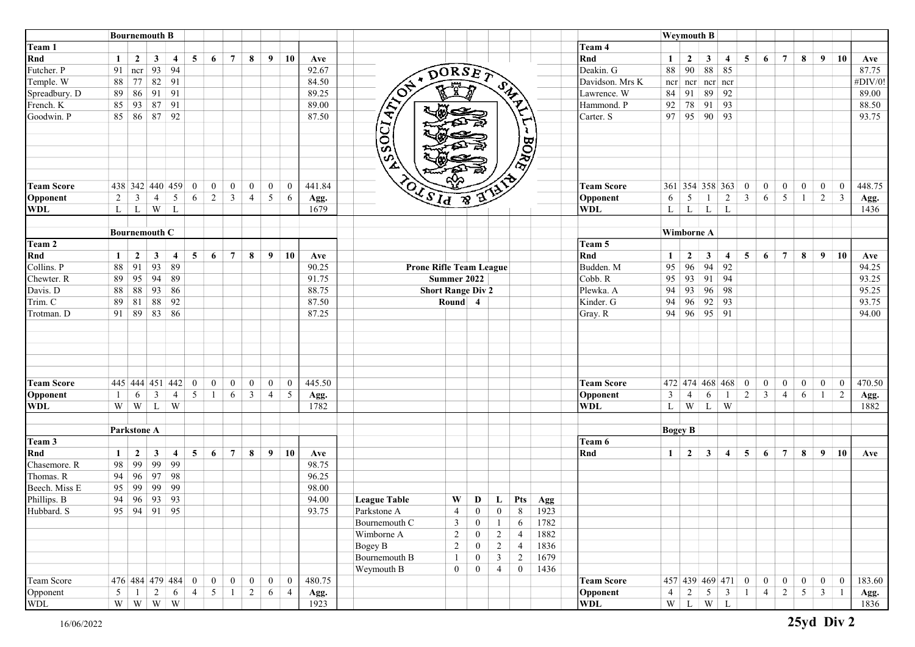# Prone Rifle Team League

**Summer 2022**

**Short Range Div 2**

**Round 4**

## Team 1 — Bournemouth B

| Rnd | 1 | 2 | 3 | 4 | 5 | 6 | 7 | 8 | 9 | 10 | Ave |
|---|---|---|---|---|---|---|---|---|---|---|---|
| Futcher. P | 91 | ncr | 93 | 94 | | | | | | | 92.67 |
| Temple. W | 88 | 77 | 82 | 91 | | | | | | | 84.50 |
| Spreadbury. D | 89 | 86 | 91 | 91 | | | | | | | 89.25 |
| French. K | 85 | 93 | 87 | 91 | | | | | | | 89.00 |
| Goodwin. P | 85 | 86 | 87 | 92 | | | | | | | 87.50 |
| **Team Score** | 438 | 342 | 440 | 459 | 0 | 0 | 0 | 0 | 0 | 0 | 441.84 |
| **Opponent** | 2 | 3 | 4 | 5 | 6 | 2 | 3 | 4 | 5 | 6 | **Agg.** |
| **WDL** | L | L | W | L | | | | | | | 1679 |

## Team 2 — Bournemouth C

| Rnd | 1 | 2 | 3 | 4 | 5 | 6 | 7 | 8 | 9 | 10 | Ave |
|---|---|---|---|---|---|---|---|---|---|---|---|
| Collins. P | 88 | 91 | 93 | 89 | | | | | | | 90.25 |
| Chewter. R | 89 | 95 | 94 | 89 | | | | | | | 91.75 |
| Davis. D | 88 | 88 | 93 | 86 | | | | | | | 88.75 |
| Trim. C | 89 | 81 | 88 | 92 | | | | | | | 87.50 |
| Trotman. D | 91 | 89 | 83 | 86 | | | | | | | 87.25 |
| **Team Score** | 445 | 444 | 451 | 442 | 0 | 0 | 0 | 0 | 0 | 0 | 445.50 |
| **Opponent** | 1 | 6 | 3 | 4 | 5 | 1 | 6 | 3 | 4 | 5 | **Agg.** |
| **WDL** | W | W | L | W | | | | | | | 1782 |

## Team 3 — Parkstone A

| Rnd | 1 | 2 | 3 | 4 | 5 | 6 | 7 | 8 | 9 | 10 | Ave |
|---|---|---|---|---|---|---|---|---|---|---|---|
| Chasemore. R | 98 | 99 | 99 | 99 | | | | | | | 98.75 |
| Thomas. R | 94 | 96 | 97 | 98 | | | | | | | 96.25 |
| Beech. Miss E | 95 | 99 | 99 | 99 | | | | | | | 98.00 |
| Phillips. B | 94 | 96 | 93 | 93 | | | | | | | 94.00 |
| Hubbard. S | 95 | 94 | 91 | 95 | | | | | | | 93.75 |
| Team Score | 476 | 484 | 479 | 484 | 0 | 0 | 0 | 0 | 0 | 0 | 480.75 |
| Opponent | 5 | 1 | 2 | 6 | 4 | 5 | 1 | 2 | 6 | 4 | **Agg.** |
| WDL | W | W | W | W | | | | | | | 1923 |

## Team 4 — Weymouth B

| Rnd | 1 | 2 | 3 | 4 | 5 | 6 | 7 | 8 | 9 | 10 | Ave |
|---|---|---|---|---|---|---|---|---|---|---|---|
| Deakin. G | 88 | 90 | 88 | 85 | | | | | | | 87.75 |
| Davidson. Mrs K | ncr | ncr | ncr | ncr | | | | | | | #DIV/0! |
| Lawrence. W | 84 | 91 | 89 | 92 | | | | | | | 89.00 |
| Hammond. P | 92 | 78 | 91 | 93 | | | | | | | 88.50 |
| Carter. S | 97 | 95 | 90 | 93 | | | | | | | 93.75 |
| **Team Score** | 361 | 354 | 358 | 363 | 0 | 0 | 0 | 0 | 0 | 0 | 448.75 |
| **Opponent** | 6 | 5 | 1 | 2 | 3 | 6 | 5 | 1 | 2 | 3 | **Agg.** |
| **WDL** | L | L | L | L | | | | | | | 1436 |

## Team 5 — Wimborne A

| Rnd | 1 | 2 | 3 | 4 | 5 | 6 | 7 | 8 | 9 | 10 | Ave |
|---|---|---|---|---|---|---|---|---|---|---|---|
| Budden. M | 95 | 96 | 94 | 92 | | | | | | | 94.25 |
| Cobb. R | 95 | 93 | 91 | 94 | | | | | | | 93.25 |
| Plewka. A | 94 | 93 | 96 | 98 | | | | | | | 95.25 |
| Kinder. G | 94 | 96 | 92 | 93 | | | | | | | 93.75 |
| Gray. R | 94 | 96 | 95 | 91 | | | | | | | 94.00 |
| **Team Score** | 472 | 474 | 468 | 468 | 0 | 0 | 0 | 0 | 0 | 0 | 470.50 |
| **Opponent** | 3 | 4 | 6 | 1 | 2 | 3 | 4 | 6 | 1 | 2 | **Agg.** |
| **WDL** | L | W | L | W | | | | | | | 1882 |

## Team 6 — Bogey B

| Rnd | 1 | 2 | 3 | 4 | 5 | 6 | 7 | 8 | 9 | 10 | Ave |
|---|---|---|---|---|---|---|---|---|---|---|---|
| **Team Score** | 457 | 439 | 469 | 471 | 0 | 0 | 0 | 0 | 0 | 0 | 183.60 |
| **Opponent** | 4 | 2 | 5 | 3 | 1 | 4 | 2 | 5 | 3 | 1 | **Agg.** |
| **WDL** | W | L | W | L | | | | | | | 1836 |

## League Table

| League Table | W | D | L | Pts | Agg |
|---|---|---|---|---|---|
| Parkstone A | 4 | 0 | 0 | 8 | 1923 |
| Bournemouth C | 3 | 0 | 1 | 6 | 1782 |
| Wimborne A | 2 | 0 | 2 | 4 | 1882 |
| Bogey B | 2 | 0 | 2 | 4 | 1836 |
| Bournemouth B | 1 | 0 | 3 | 2 | 1679 |
| Weymouth B | 0 | 0 | 4 | 0 | 1436 |

16/06/2022

**25yd Div 2**